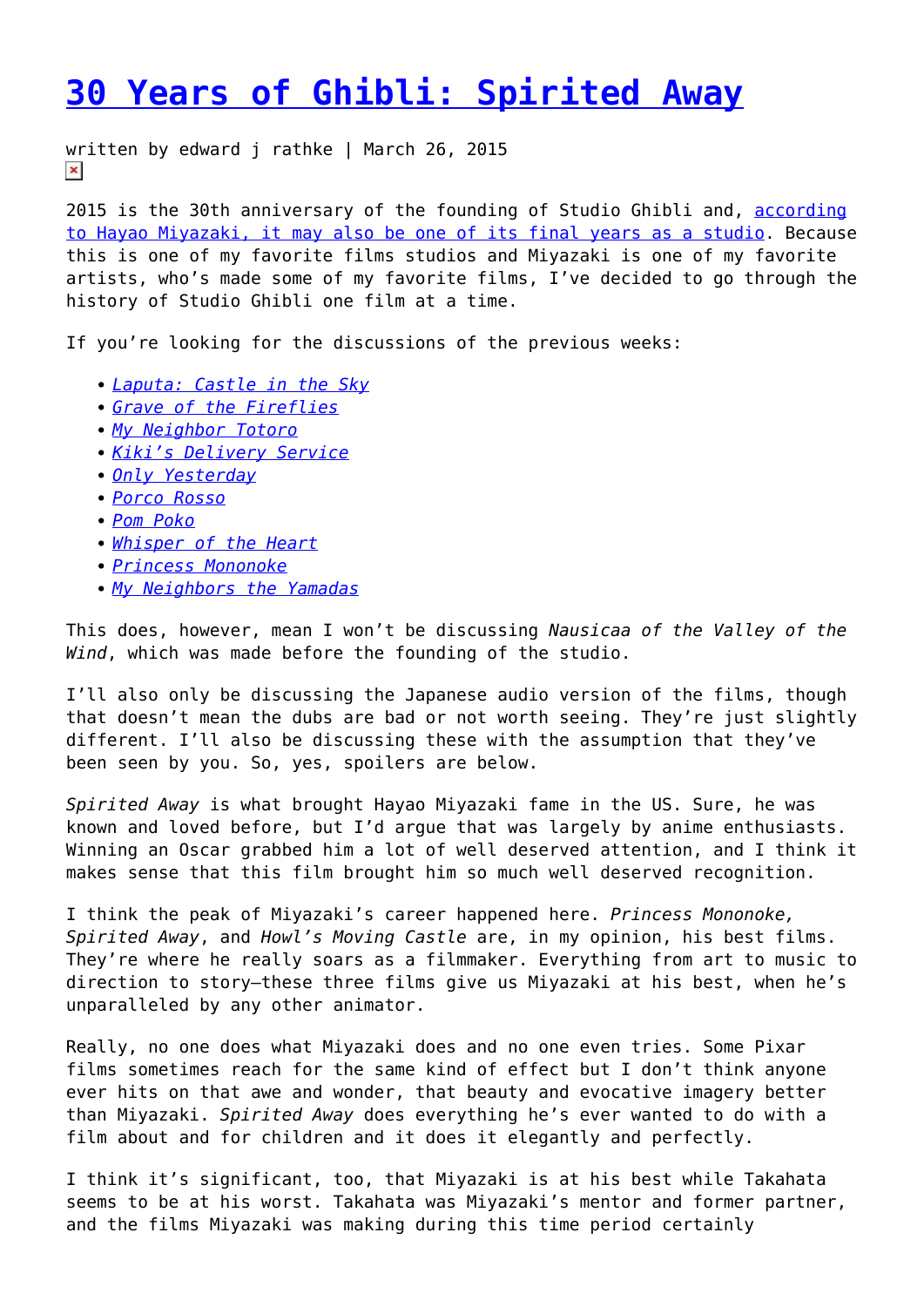# 30 Years of Ghibli: Spirited Away

written by edward j rathke | March 26, 2015

2015 is the 30th anniversary of the founding of Studio Ghibli and, according to Hayao Miyazaki, it may also be one of its final years as a studio. Because this is one of my favorite films studios and Miyazaki is one of my favorite artists, who's made some of my favorite films, I've decided to go through the history of Studio Ghibli one film at a time.

If you're looking for the discussions of the previous weeks:

- *Laputa: Castle in the Sky*
- *Grave of the Fireflies*
- *My Neighbor Totoro*
- *Kiki's Delivery Service*
- *Only Yesterday*
- *Porco Rosso*
- *Pom Poko*
- *Whisper of the Heart*
- *Princess Mononoke*
- *My Neighbors the Yamadas*

This does, however, mean I won't be discussing *Nausicaa of the Valley of the Wind*, which was made before the founding of the studio.

I'll also only be discussing the Japanese audio version of the films, though that doesn't mean the dubs are bad or not worth seeing. They're just slightly different. I'll also be discussing these with the assumption that they've been seen by you. So, yes, spoilers are below.

*Spirited Away* is what brought Hayao Miyazaki fame in the US. Sure, he was known and loved before, but I'd argue that was largely by anime enthusiasts. Winning an Oscar grabbed him a lot of well deserved attention, and I think it makes sense that this film brought him so much well deserved recognition.

I think the peak of Miyazaki's career happened here. *Princess Mononoke, Spirited Away*, and *Howl's Moving Castle* are, in my opinion, his best films. They're where he really soars as a filmmaker. Everything from art to music to direction to story—these three films give us Miyazaki at his best, when he's unparalleled by any other animator.

Really, no one does what Miyazaki does and no one even tries. Some Pixar films sometimes reach for the same kind of effect but I don't think anyone ever hits on that awe and wonder, that beauty and evocative imagery better than Miyazaki. *Spirited Away* does everything he's ever wanted to do with a film about and for children and it does it elegantly and perfectly.

I think it's significant, too, that Miyazaki is at his best while Takahata seems to be at his worst. Takahata was Miyazaki's mentor and former partner, and the films Miyazaki was making during this time period certainly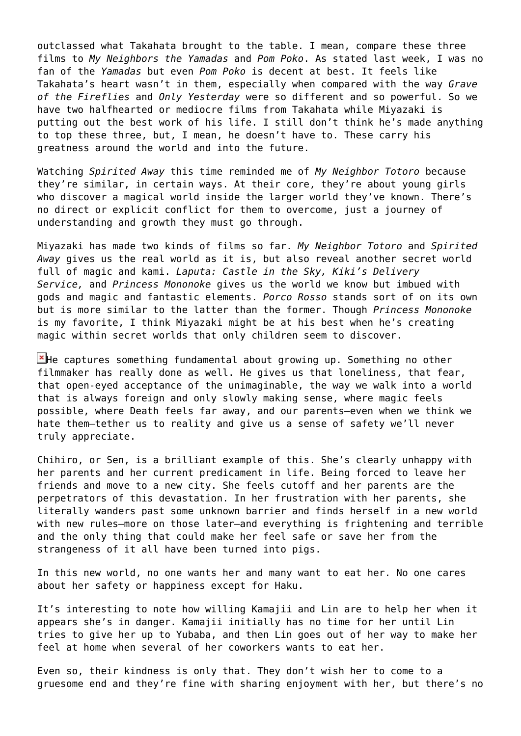outclassed what Takahata brought to the table. I mean, compare these three films to *My Neighbors the Yamadas* and *Pom Poko*. As stated last week, I was no fan of the *Yamadas* but even *Pom Poko* is decent at best. It feels like Takahata's heart wasn't in them, especially when compared with the way *Grave of the Fireflies* and *Only Yesterday* were so different and so powerful. So we have two halfhearted or mediocre films from Takahata while Miyazaki is putting out the best work of his life. I still don't think he's made anything to top these three, but, I mean, he doesn't have to. These carry his greatness around the world and into the future.

Watching *Spirited Away* this time reminded me of *My Neighbor Totoro* because they're similar, in certain ways. At their core, they're about young girls who discover a magical world inside the larger world they've known. There's no direct or explicit conflict for them to overcome, just a journey of understanding and growth they must go through.

Miyazaki has made two kinds of films so far. *My Neighbor Totoro* and *Spirited Away* gives us the real world as it is, but also reveal another secret world full of magic and kami. *Laputa: Castle in the Sky, Kiki's Delivery Service,* and *Princess Mononoke* gives us the world we know but imbued with gods and magic and fantastic elements. *Porco Rosso* stands sort of on its own but is more similar to the latter than the former. Though *Princess Mononoke* is my favorite, I think Miyazaki might be at his best when he's creating magic within secret worlds that only children seem to discover.

He captures something fundamental about growing up. Something no other filmmaker has really done as well. He gives us that loneliness, that fear, that open-eyed acceptance of the unimaginable, the way we walk into a world that is always foreign and only slowly making sense, where magic feels possible, where Death feels far away, and our parents—even when we think we hate them—tether us to reality and give us a sense of safety we'll never truly appreciate.

Chihiro, or Sen, is a brilliant example of this. She's clearly unhappy with her parents and her current predicament in life. Being forced to leave her friends and move to a new city. She feels cutoff and her parents are the perpetrators of this devastation. In her frustration with her parents, she literally wanders past some unknown barrier and finds herself in a new world with new rules—more on those later—and everything is frightening and terrible and the only thing that could make her feel safe or save her from the strangeness of it all have been turned into pigs.

In this new world, no one wants her and many want to eat her. No one cares about her safety or happiness except for Haku.

It's interesting to note how willing Kamajii and Lin are to help her when it appears she's in danger. Kamajii initially has no time for her until Lin tries to give her up to Yubaba, and then Lin goes out of her way to make her feel at home when several of her coworkers wants to eat her.

Even so, their kindness is only that. They don't wish her to come to a gruesome end and they're fine with sharing enjoyment with her, but there's no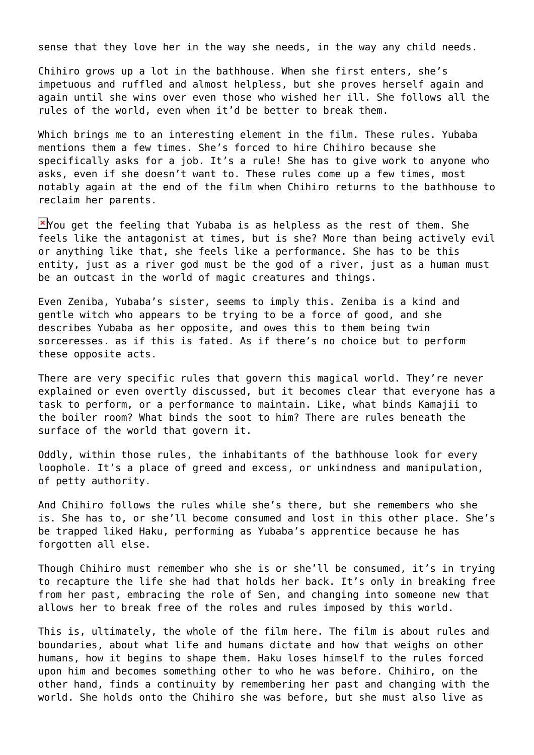sense that they love her in the way she needs, in the way any child needs.

Chihiro grows up a lot in the bathhouse. When she first enters, she's impetuous and ruffled and almost helpless, but she proves herself again and again until she wins over even those who wished her ill. She follows all the rules of the world, even when it'd be better to break them.

Which brings me to an interesting element in the film. These rules. Yubaba mentions them a few times. She's forced to hire Chihiro because she specifically asks for a job. It's a rule! She has to give work to anyone who asks, even if she doesn't want to. These rules come up a few times, most notably again at the end of the film when Chihiro returns to the bathhouse to reclaim her parents.

You get the feeling that Yubaba is as helpless as the rest of them. She feels like the antagonist at times, but is she? More than being actively evil or anything like that, she feels like a performance. She has to be this entity, just as a river god must be the god of a river, just as a human must be an outcast in the world of magic creatures and things.

Even Zeniba, Yubaba's sister, seems to imply this. Zeniba is a kind and gentle witch who appears to be trying to be a force of good, and she describes Yubaba as her opposite, and owes this to them being twin sorceresses. as if this is fated. As if there's no choice but to perform these opposite acts.

There are very specific rules that govern this magical world. They're never explained or even overtly discussed, but it becomes clear that everyone has a task to perform, or a performance to maintain. Like, what binds Kamajii to the boiler room? What binds the soot to him? There are rules beneath the surface of the world that govern it.

Oddly, within those rules, the inhabitants of the bathhouse look for every loophole. It's a place of greed and excess, or unkindness and manipulation, of petty authority.

And Chihiro follows the rules while she's there, but she remembers who she is. She has to, or she'll become consumed and lost in this other place. She's be trapped liked Haku, performing as Yubaba's apprentice because he has forgotten all else.

Though Chihiro must remember who she is or she'll be consumed, it's in trying to recapture the life she had that holds her back. It's only in breaking free from her past, embracing the role of Sen, and changing into someone new that allows her to break free of the roles and rules imposed by this world.

This is, ultimately, the whole of the film here. The film is about rules and boundaries, about what life and humans dictate and how that weighs on other humans, how it begins to shape them. Haku loses himself to the rules forced upon him and becomes something other to who he was before. Chihiro, on the other hand, finds a continuity by remembering her past and changing with the world. She holds onto the Chihiro she was before, but she must also live as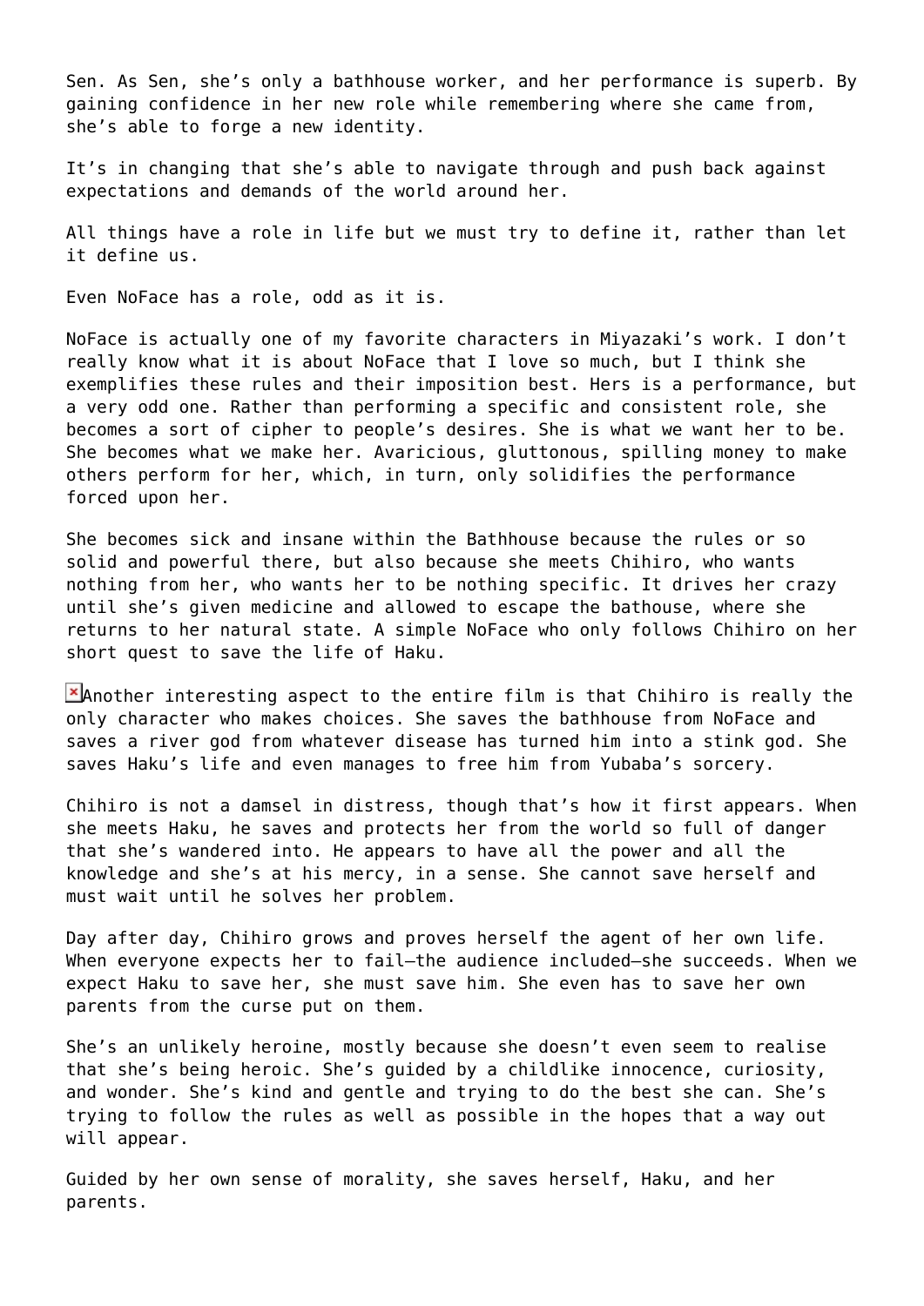Sen. As Sen, she's only a bathhouse worker, and her performance is superb. By gaining confidence in her new role while remembering where she came from, she's able to forge a new identity.

It's in changing that she's able to navigate through and push back against expectations and demands of the world around her.

All things have a role in life but we must try to define it, rather than let it define us.

Even NoFace has a role, odd as it is.

NoFace is actually one of my favorite characters in Miyazaki's work. I don't really know what it is about NoFace that I love so much, but I think she exemplifies these rules and their imposition best. Hers is a performance, but a very odd one. Rather than performing a specific and consistent role, she becomes a sort of cipher to people's desires. She is what we want her to be. She becomes what we make her. Avaricious, gluttonous, spilling money to make others perform for her, which, in turn, only solidifies the performance forced upon her.

She becomes sick and insane within the Bathhouse because the rules or so solid and powerful there, but also because she meets Chihiro, who wants nothing from her, who wants her to be nothing specific. It drives her crazy until she's given medicine and allowed to escape the bathouse, where she returns to her natural state. A simple NoFace who only follows Chihiro on her short quest to save the life of Haku.

Another interesting aspect to the entire film is that Chihiro is really the only character who makes choices. She saves the bathhouse from NoFace and saves a river god from whatever disease has turned him into a stink god. She saves Haku's life and even manages to free him from Yubaba's sorcery.

Chihiro is not a damsel in distress, though that's how it first appears. When she meets Haku, he saves and protects her from the world so full of danger that she's wandered into. He appears to have all the power and all the knowledge and she's at his mercy, in a sense. She cannot save herself and must wait until he solves her problem.

Day after day, Chihiro grows and proves herself the agent of her own life. When everyone expects her to fail—the audience included—she succeeds. When we expect Haku to save her, she must save him. She even has to save her own parents from the curse put on them.

She's an unlikely heroine, mostly because she doesn't even seem to realise that she's being heroic. She's guided by a childlike innocence, curiosity, and wonder. She's kind and gentle and trying to do the best she can. She's trying to follow the rules as well as possible in the hopes that a way out will appear.

Guided by her own sense of morality, she saves herself, Haku, and her parents.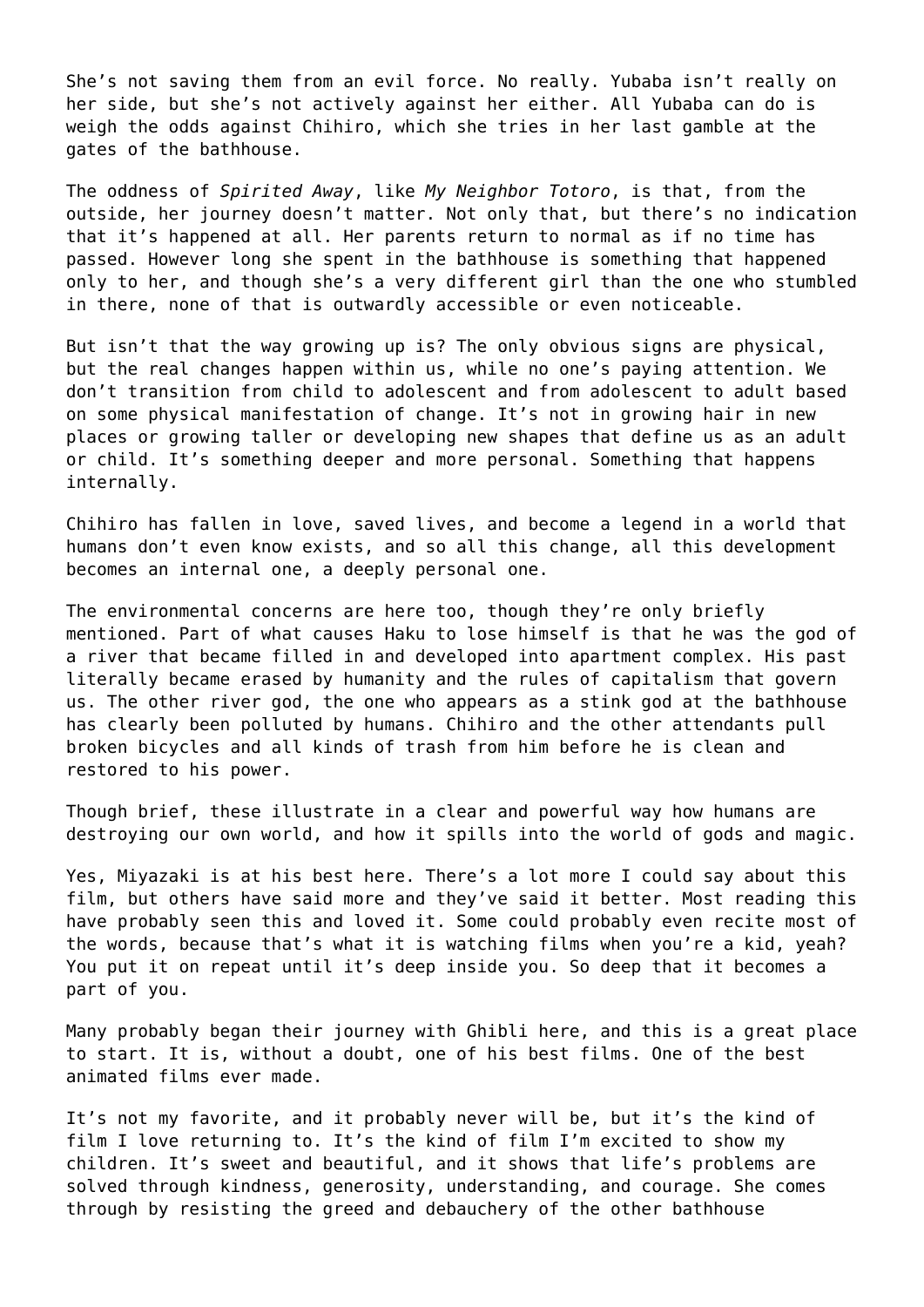She's not saving them from an evil force. No really. Yubaba isn't really on her side, but she's not actively against her either. All Yubaba can do is weigh the odds against Chihiro, which she tries in her last gamble at the gates of the bathhouse.

The oddness of *Spirited Away*, like *My Neighbor Totoro*, is that, from the outside, her journey doesn't matter. Not only that, but there's no indication that it's happened at all. Her parents return to normal as if no time has passed. However long she spent in the bathhouse is something that happened only to her, and though she's a very different girl than the one who stumbled in there, none of that is outwardly accessible or even noticeable.

But isn't that the way growing up is? The only obvious signs are physical, but the real changes happen within us, while no one's paying attention. We don't transition from child to adolescent and from adolescent to adult based on some physical manifestation of change. It's not in growing hair in new places or growing taller or developing new shapes that define us as an adult or child. It's something deeper and more personal. Something that happens internally.

Chihiro has fallen in love, saved lives, and become a legend in a world that humans don't even know exists, and so all this change, all this development becomes an internal one, a deeply personal one.

The environmental concerns are here too, though they're only briefly mentioned. Part of what causes Haku to lose himself is that he was the god of a river that became filled in and developed into apartment complex. His past literally became erased by humanity and the rules of capitalism that govern us. The other river god, the one who appears as a stink god at the bathhouse has clearly been polluted by humans. Chihiro and the other attendants pull broken bicycles and all kinds of trash from him before he is clean and restored to his power.

Though brief, these illustrate in a clear and powerful way how humans are destroying our own world, and how it spills into the world of gods and magic.

Yes, Miyazaki is at his best here. There's a lot more I could say about this film, but others have said more and they've said it better. Most reading this have probably seen this and loved it. Some could probably even recite most of the words, because that's what it is watching films when you're a kid, yeah? You put it on repeat until it's deep inside you. So deep that it becomes a part of you.

Many probably began their journey with Ghibli here, and this is a great place to start. It is, without a doubt, one of his best films. One of the best animated films ever made.

It's not my favorite, and it probably never will be, but it's the kind of film I love returning to. It's the kind of film I'm excited to show my children. It's sweet and beautiful, and it shows that life's problems are solved through kindness, generosity, understanding, and courage. She comes through by resisting the greed and debauchery of the other bathhouse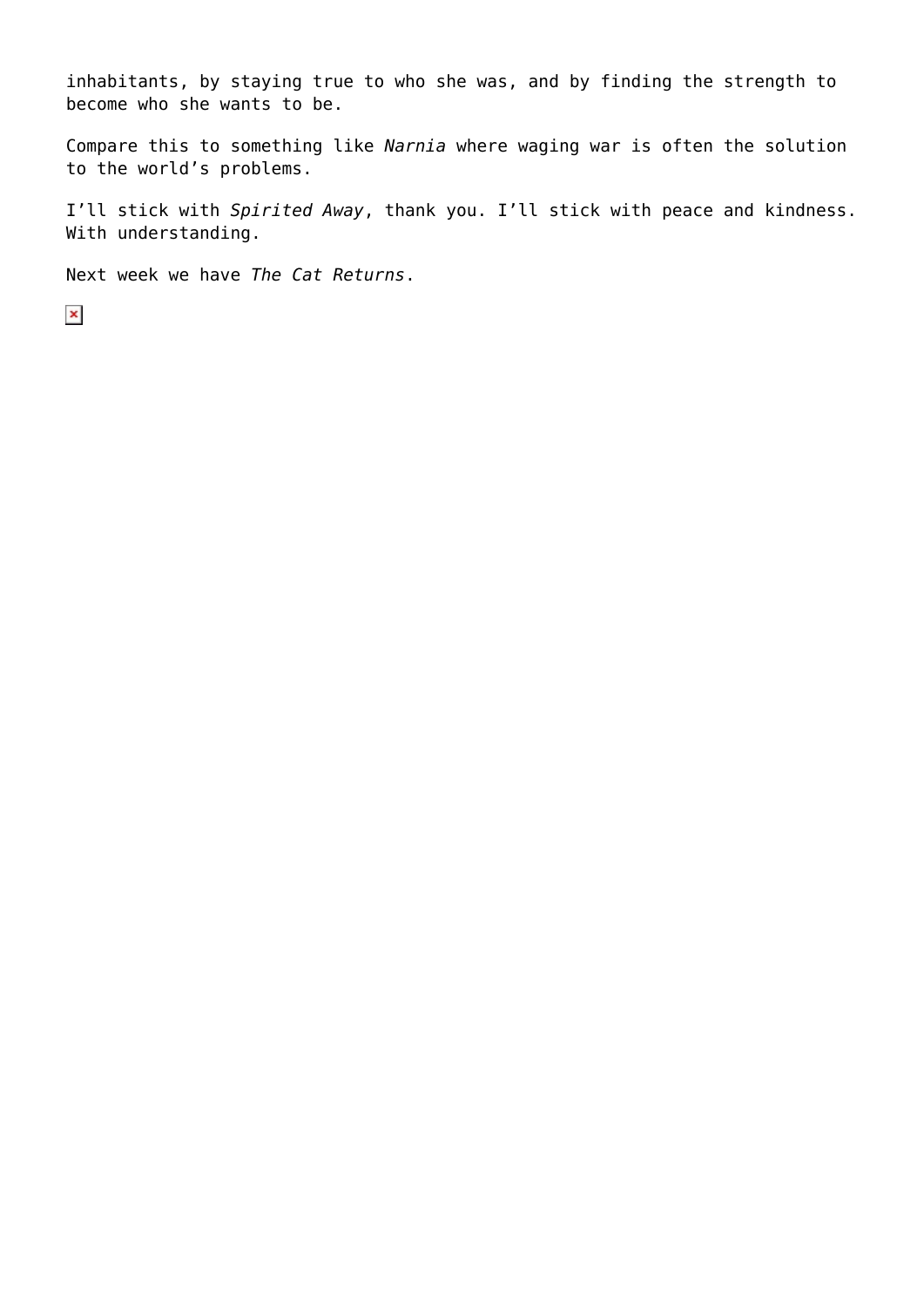inhabitants, by staying true to who she was, and by finding the strength to become who she wants to be.

Compare this to something like *Narnia* where waging war is often the solution to the world's problems.

I'll stick with *Spirited Away*, thank you. I'll stick with peace and kindness. With understanding.

Next week we have *The Cat Returns*.